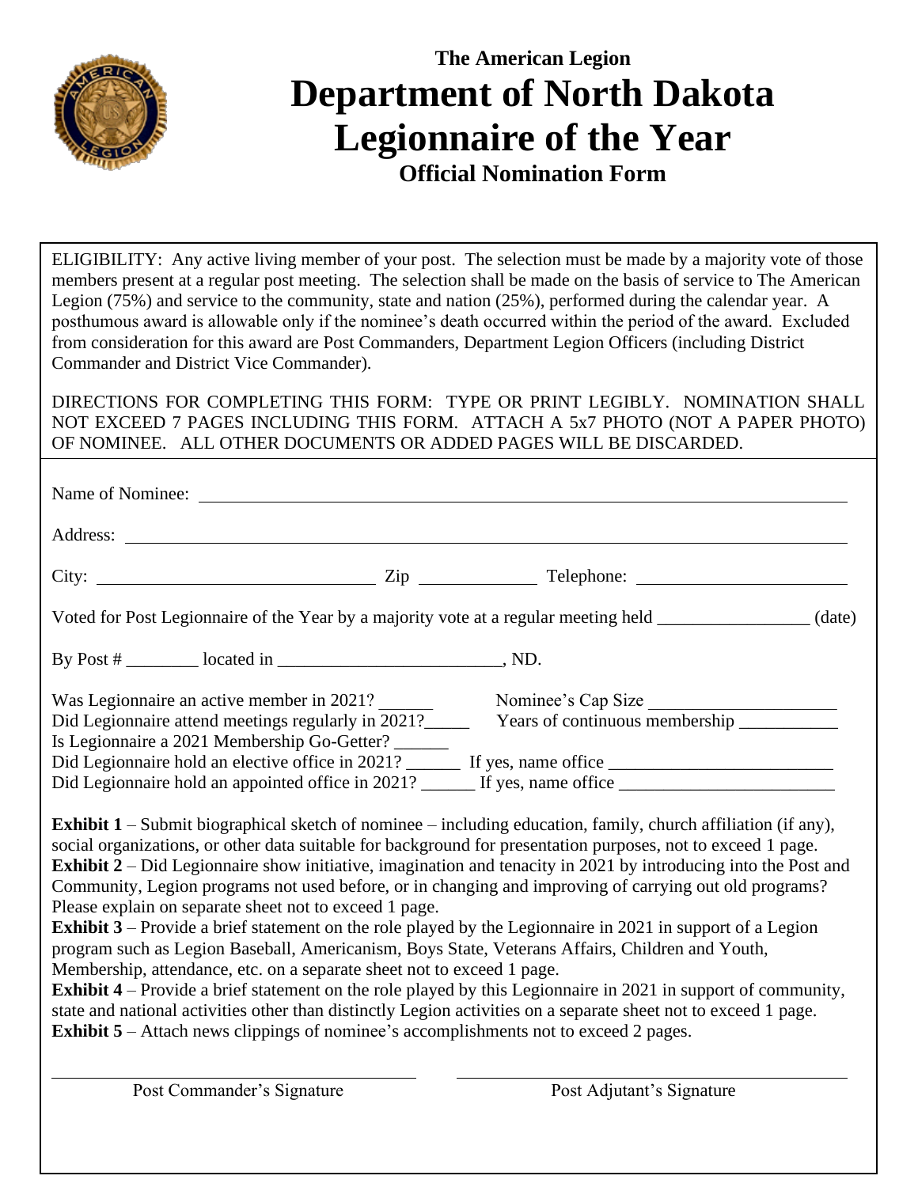**The American Legion**

# Department of North Dakota
# Legionnaire of the Year

**Official Nomination Form**

ELIGIBILITY: Any active living member of your post. The selection must be made by a majority vote of those members present at a regular post meeting. The selection shall be made on the basis of service to The American Legion (75%) and service to the community, state and nation (25%), performed during the calendar year. A posthumous award is allowable only if the nominee's death occurred within the period of the award. Excluded from consideration for this award are Post Commanders, Department Legion Officers (including District Commander and District Vice Commander).

DIRECTIONS FOR COMPLETING THIS FORM: TYPE OR PRINT LEGIBLY. NOMINATION SHALL NOT EXCEED 7 PAGES INCLUDING THIS FORM. ATTACH A 5x7 PHOTO (NOT A PAPER PHOTO) OF NOMINEE. ALL OTHER DOCUMENTS OR ADDED PAGES WILL BE DISCARDED.

Name of Nominee: ______________________________________________

Address: ______________________________________________

City: ____________________ Zip __________ Telephone: ____________________

Voted for Post Legionnaire of the Year by a majority vote at a regular meeting held ________________ (date)

By Post # ________ located in ________________________, ND.

Was Legionnaire an active member in 2021? ______ Nominee's Cap Size ____________________

Did Legionnaire attend meetings regularly in 2021?_____ Years of continuous membership ___________

Is Legionnaire a 2021 Membership Go-Getter? ______

Did Legionnaire hold an elective office in 2021? ______ If yes, name office ________________________

Did Legionnaire hold an appointed office in 2021? ______ If yes, name office ________________________

**Exhibit 1** – Submit biographical sketch of nominee – including education, family, church affiliation (if any), social organizations, or other data suitable for background for presentation purposes, not to exceed 1 page.
**Exhibit 2** – Did Legionnaire show initiative, imagination and tenacity in 2021 by introducing into the Post and Community, Legion programs not used before, or in changing and improving of carrying out old programs? Please explain on separate sheet not to exceed 1 page.
**Exhibit 3** – Provide a brief statement on the role played by the Legionnaire in 2021 in support of a Legion program such as Legion Baseball, Americanism, Boys State, Veterans Affairs, Children and Youth, Membership, attendance, etc. on a separate sheet not to exceed 1 page.
**Exhibit 4** – Provide a brief statement on the role played by this Legionnaire in 2021 in support of community, state and national activities other than distinctly Legion activities on a separate sheet not to exceed 1 page.
**Exhibit 5** – Attach news clippings of nominee's accomplishments not to exceed 2 pages.

______________________________ Post Commander's Signature

______________________________ Post Adjutant's Signature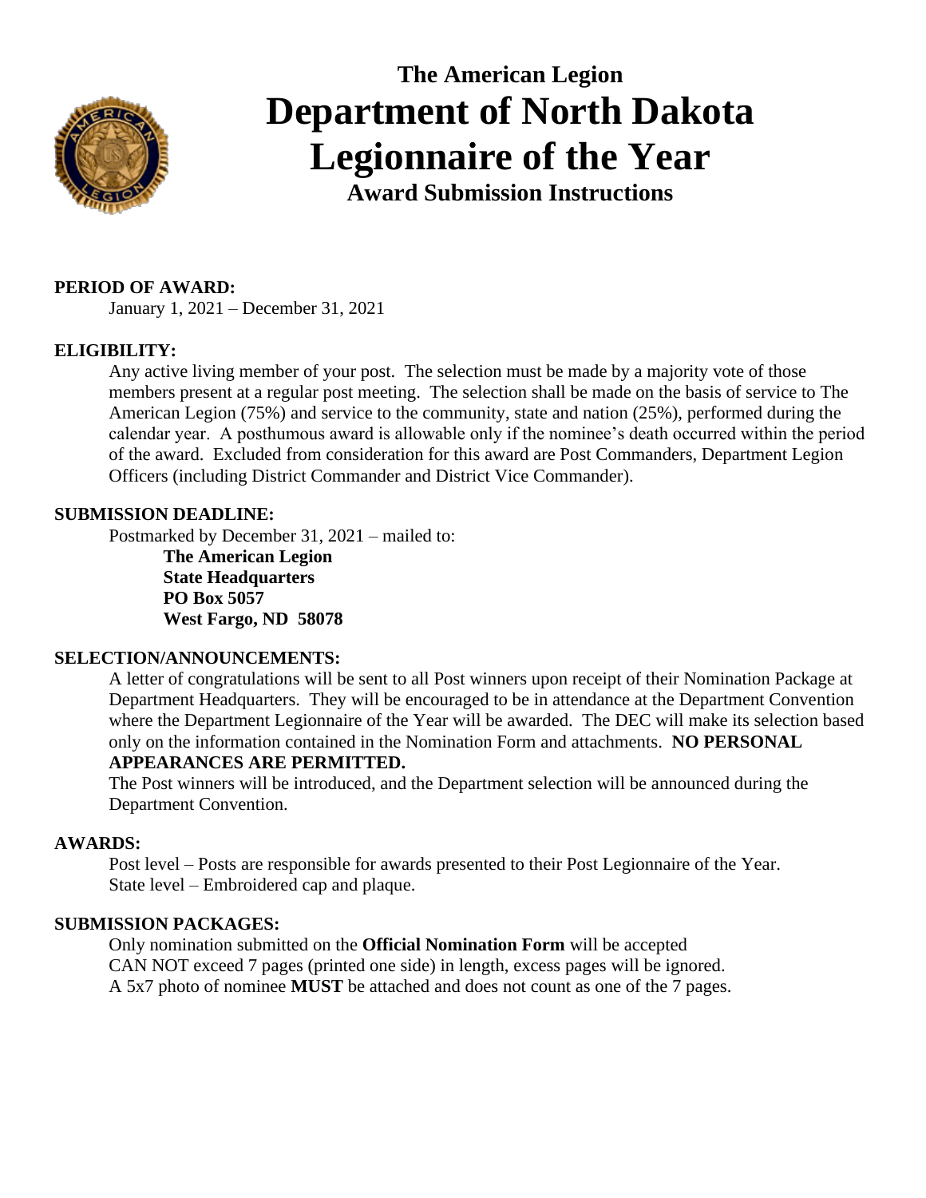# The American Legion
# Department of North Dakota
# Legionnaire of the Year
## Award Submission Instructions

**PERIOD OF AWARD:**

January 1, 2021 – December 31, 2021

**ELIGIBILITY:**

Any active living member of your post. The selection must be made by a majority vote of those members present at a regular post meeting. The selection shall be made on the basis of service to The American Legion (75%) and service to the community, state and nation (25%), performed during the calendar year. A posthumous award is allowable only if the nominee's death occurred within the period of the award. Excluded from consideration for this award are Post Commanders, Department Legion Officers (including District Commander and District Vice Commander).

**SUBMISSION DEADLINE:**

Postmarked by December 31, 2021 – mailed to:

**The American Legion**
**State Headquarters**
**PO Box 5057**
**West Fargo, ND 58078**

**SELECTION/ANNOUNCEMENTS:**

A letter of congratulations will be sent to all Post winners upon receipt of their Nomination Package at Department Headquarters. They will be encouraged to be in attendance at the Department Convention where the Department Legionnaire of the Year will be awarded. The DEC will make its selection based only on the information contained in the Nomination Form and attachments. **NO PERSONAL APPEARANCES ARE PERMITTED.**

The Post winners will be introduced, and the Department selection will be announced during the Department Convention.

**AWARDS:**

Post level – Posts are responsible for awards presented to their Post Legionnaire of the Year.
State level – Embroidered cap and plaque.

**SUBMISSION PACKAGES:**

Only nomination submitted on the **Official Nomination Form** will be accepted
CAN NOT exceed 7 pages (printed one side) in length, excess pages will be ignored.
A 5x7 photo of nominee **MUST** be attached and does not count as one of the 7 pages.